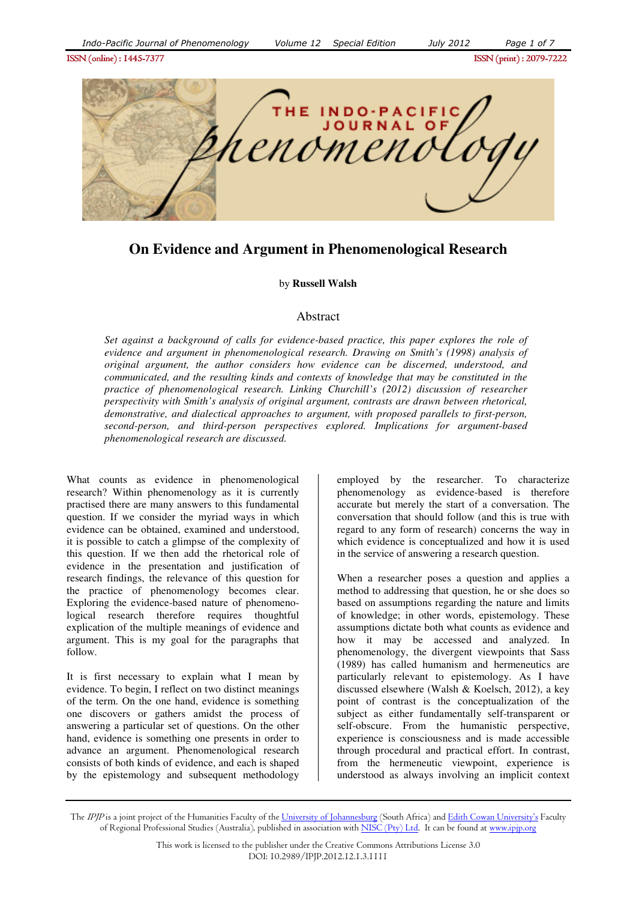ISSN (online) : 1445-7377 ISSN (print) : 2079-7222

# On Evidence and Argument in Phenomenological Research

by **Russell Walsh**

## Abstract

*Set against a background of calls for evidence-based practice, this paper explores the role of evidence and argument in phenomenological research. Drawing on Smith's (1998) analysis of original argument, the author considers how evidence can be discerned, understood, and communicated, and the resulting kinds and contexts of knowledge that may be constituted in the practice of phenomenological research. Linking Churchill's (2012) discussion of researcher perspectivity with Smith's analysis of original argument, contrasts are drawn between rhetorical, demonstrative, and dialectical approaches to argument, with proposed parallels to first-person, second-person, and third-person perspectives explored. Implications for argument-based phenomenological research are discussed.*

What counts as evidence in phenomenological research? Within phenomenology as it is currently practised there are many answers to this fundamental question. If we consider the myriad ways in which evidence can be obtained, examined and understood, it is possible to catch a glimpse of the complexity of this question. If we then add the rhetorical role of evidence in the presentation and justification of research findings, the relevance of this question for the practice of phenomenology becomes clear. Exploring the evidence-based nature of phenomenological research therefore requires thoughtful explication of the multiple meanings of evidence and argument. This is my goal for the paragraphs that follow.

It is first necessary to explain what I mean by evidence. To begin, I reflect on two distinct meanings of the term. On the one hand, evidence is something one discovers or gathers amidst the process of answering a particular set of questions. On the other hand, evidence is something one presents in order to advance an argument. Phenomenological research consists of both kinds of evidence, and each is shaped by the epistemology and subsequent methodology employed by the researcher. To characterize phenomenology as evidence-based is therefore accurate but merely the start of a conversation. The conversation that should follow (and this is true with regard to any form of research) concerns the way in which evidence is conceptualized and how it is used in the service of answering a research question.

When a researcher poses a question and applies a method to addressing that question, he or she does so based on assumptions regarding the nature and limits of knowledge; in other words, epistemology. These assumptions dictate both what counts as evidence and how it may be accessed and analyzed. In phenomenology, the divergent viewpoints that Sass (1989) has called humanism and hermeneutics are particularly relevant to epistemology. As I have discussed elsewhere (Walsh & Koelsch, 2012), a key point of contrast is the conceptualization of the subject as either fundamentally self-transparent or self-obscure. From the humanistic perspective, experience is consciousness and is made accessible through procedural and practical effort. In contrast, from the hermeneutic viewpoint, experience is understood as always involving an implicit context

---

The *IPJP* is a joint project of the Humanities Faculty of the University of Johannesburg (South Africa) and Edith Cowan University's Faculty of Regional Professional Studies (Australia), published in association with NISC (Pty) Ltd. It can be found at www.ipjp.org

This work is licensed to the publisher under the Creative Commons Attributions License 3.0
DOI: 10.2989/IPJP.2012.12.1.3.1111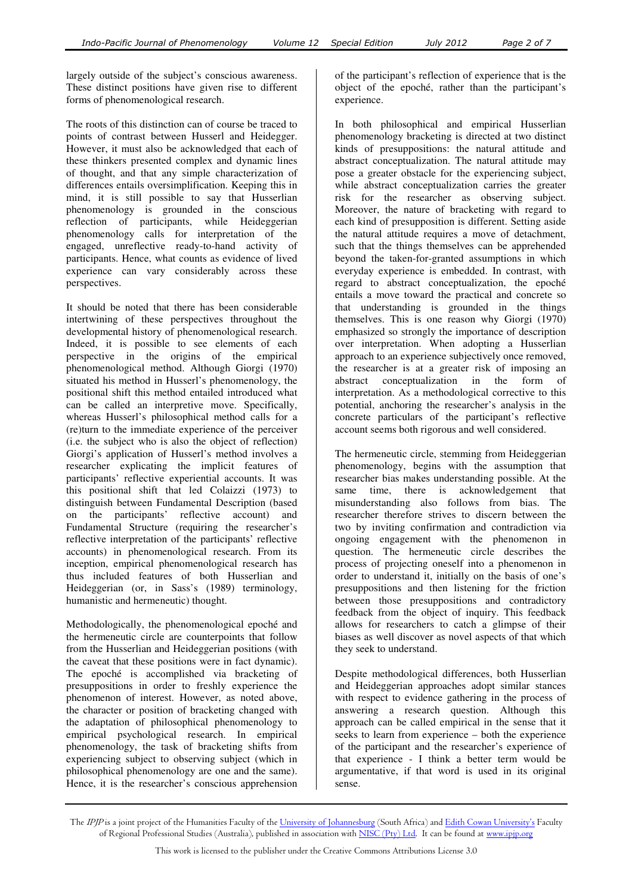largely outside of the subject's conscious awareness. These distinct positions have given rise to different forms of phenomenological research.

The roots of this distinction can of course be traced to points of contrast between Husserl and Heidegger. However, it must also be acknowledged that each of these thinkers presented complex and dynamic lines of thought, and that any simple characterization of differences entails oversimplification. Keeping this in mind, it is still possible to say that Husserlian phenomenology is grounded in the conscious reflection of participants, while Heideggerian phenomenology calls for interpretation of the engaged, unreflective ready-to-hand activity of participants. Hence, what counts as evidence of lived experience can vary considerably across these perspectives.

It should be noted that there has been considerable intertwining of these perspectives throughout the developmental history of phenomenological research. Indeed, it is possible to see elements of each perspective in the origins of the empirical phenomenological method. Although Giorgi (1970) situated his method in Husserl's phenomenology, the positional shift this method entailed introduced what can be called an interpretive move. Specifically, whereas Husserl's philosophical method calls for a (re)turn to the immediate experience of the perceiver (i.e. the subject who is also the object of reflection) Giorgi's application of Husserl's method involves a researcher explicating the implicit features of participants' reflective experiential accounts. It was this positional shift that led Colaizzi (1973) to distinguish between Fundamental Description (based on the participants' reflective account) and Fundamental Structure (requiring the researcher's reflective interpretation of the participants' reflective accounts) in phenomenological research. From its inception, empirical phenomenological research has thus included features of both Husserlian and Heideggerian (or, in Sass's (1989) terminology, humanistic and hermeneutic) thought.

Methodologically, the phenomenological epoché and the hermeneutic circle are counterpoints that follow from the Husserlian and Heideggerian positions (with the caveat that these positions were in fact dynamic). The epoché is accomplished via bracketing of presuppositions in order to freshly experience the phenomenon of interest. However, as noted above, the character or position of bracketing changed with the adaptation of philosophical phenomenology to empirical psychological research. In empirical phenomenology, the task of bracketing shifts from experiencing subject to observing subject (which in philosophical phenomenology are one and the same). Hence, it is the researcher's conscious apprehension of the participant's reflection of experience that is the object of the epoché, rather than the participant's experience.

In both philosophical and empirical Husserlian phenomenology bracketing is directed at two distinct kinds of presuppositions: the natural attitude and abstract conceptualization. The natural attitude may pose a greater obstacle for the experiencing subject, while abstract conceptualization carries the greater risk for the researcher as observing subject. Moreover, the nature of bracketing with regard to each kind of presupposition is different. Setting aside the natural attitude requires a move of detachment, such that the things themselves can be apprehended beyond the taken-for-granted assumptions in which everyday experience is embedded. In contrast, with regard to abstract conceptualization, the epoché entails a move toward the practical and concrete so that understanding is grounded in the things themselves. This is one reason why Giorgi (1970) emphasized so strongly the importance of description over interpretation. When adopting a Husserlian approach to an experience subjectively once removed, the researcher is at a greater risk of imposing an abstract conceptualization in the form of interpretation. As a methodological corrective to this potential, anchoring the researcher's analysis in the concrete particulars of the participant's reflective account seems both rigorous and well considered.

The hermeneutic circle, stemming from Heideggerian phenomenology, begins with the assumption that researcher bias makes understanding possible. At the same time, there is acknowledgement that misunderstanding also follows from bias. The researcher therefore strives to discern between the two by inviting confirmation and contradiction via ongoing engagement with the phenomenon in question. The hermeneutic circle describes the process of projecting oneself into a phenomenon in order to understand it, initially on the basis of one's presuppositions and then listening for the friction between those presuppositions and contradictory feedback from the object of inquiry. This feedback allows for researchers to catch a glimpse of their biases as well discover as novel aspects of that which they seek to understand.

Despite methodological differences, both Husserlian and Heideggerian approaches adopt similar stances with respect to evidence gathering in the process of answering a research question. Although this approach can be called empirical in the sense that it seeks to learn from experience – both the experience of the participant and the researcher's experience of that experience - I think a better term would be argumentative, if that word is used in its original sense.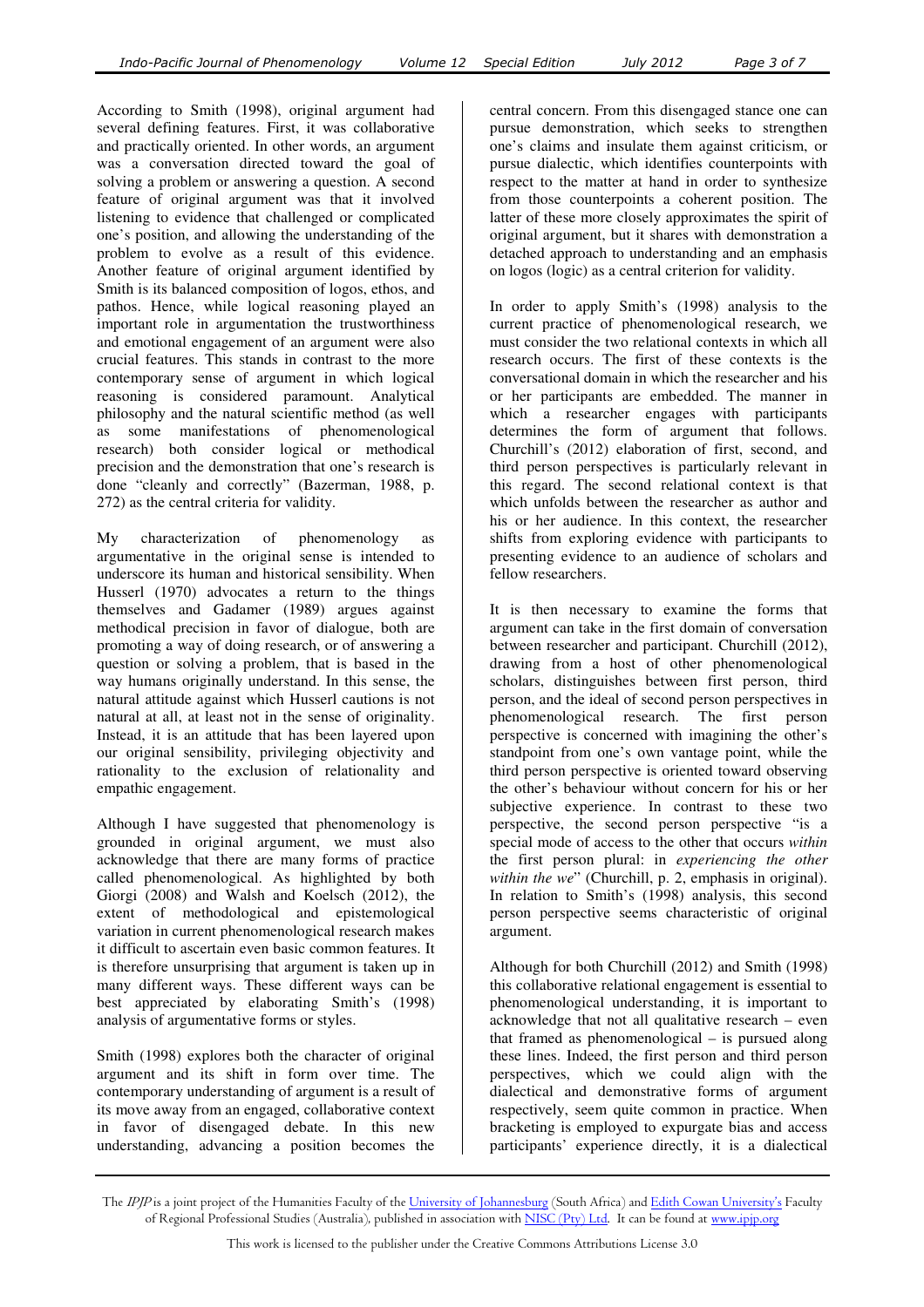According to Smith (1998), original argument had several defining features. First, it was collaborative and practically oriented. In other words, an argument was a conversation directed toward the goal of solving a problem or answering a question. A second feature of original argument was that it involved listening to evidence that challenged or complicated one's position, and allowing the understanding of the problem to evolve as a result of this evidence. Another feature of original argument identified by Smith is its balanced composition of logos, ethos, and pathos. Hence, while logical reasoning played an important role in argumentation the trustworthiness and emotional engagement of an argument were also crucial features. This stands in contrast to the more contemporary sense of argument in which logical reasoning is considered paramount. Analytical philosophy and the natural scientific method (as well as some manifestations of phenomenological research) both consider logical or methodical precision and the demonstration that one's research is done "cleanly and correctly" (Bazerman, 1988, p. 272) as the central criteria for validity.

My characterization of phenomenology as argumentative in the original sense is intended to underscore its human and historical sensibility. When Husserl (1970) advocates a return to the things themselves and Gadamer (1989) argues against methodical precision in favor of dialogue, both are promoting a way of doing research, or of answering a question or solving a problem, that is based in the way humans originally understand. In this sense, the natural attitude against which Husserl cautions is not natural at all, at least not in the sense of originality. Instead, it is an attitude that has been layered upon our original sensibility, privileging objectivity and rationality to the exclusion of relationality and empathic engagement.

Although I have suggested that phenomenology is grounded in original argument, we must also acknowledge that there are many forms of practice called phenomenological. As highlighted by both Giorgi (2008) and Walsh and Koelsch (2012), the extent of methodological and epistemological variation in current phenomenological research makes it difficult to ascertain even basic common features. It is therefore unsurprising that argument is taken up in many different ways. These different ways can be best appreciated by elaborating Smith's (1998) analysis of argumentative forms or styles.

Smith (1998) explores both the character of original argument and its shift in form over time. The contemporary understanding of argument is a result of its move away from an engaged, collaborative context in favor of disengaged debate. In this new understanding, advancing a position becomes the central concern. From this disengaged stance one can pursue demonstration, which seeks to strengthen one's claims and insulate them against criticism, or pursue dialectic, which identifies counterpoints with respect to the matter at hand in order to synthesize from those counterpoints a coherent position. The latter of these more closely approximates the spirit of original argument, but it shares with demonstration a detached approach to understanding and an emphasis on logos (logic) as a central criterion for validity.

In order to apply Smith's (1998) analysis to the current practice of phenomenological research, we must consider the two relational contexts in which all research occurs. The first of these contexts is the conversational domain in which the researcher and his or her participants are embedded. The manner in which a researcher engages with participants determines the form of argument that follows. Churchill's (2012) elaboration of first, second, and third person perspectives is particularly relevant in this regard. The second relational context is that which unfolds between the researcher as author and his or her audience. In this context, the researcher shifts from exploring evidence with participants to presenting evidence to an audience of scholars and fellow researchers.

It is then necessary to examine the forms that argument can take in the first domain of conversation between researcher and participant. Churchill (2012), drawing from a host of other phenomenological scholars, distinguishes between first person, third person, and the ideal of second person perspectives in phenomenological research. The first person perspective is concerned with imagining the other's standpoint from one's own vantage point, while the third person perspective is oriented toward observing the other's behaviour without concern for his or her subjective experience. In contrast to these two perspective, the second person perspective "is a special mode of access to the other that occurs *within* the first person plural: in *experiencing the other within the we*" (Churchill, p. 2, emphasis in original). In relation to Smith's (1998) analysis, this second person perspective seems characteristic of original argument.

Although for both Churchill (2012) and Smith (1998) this collaborative relational engagement is essential to phenomenological understanding, it is important to acknowledge that not all qualitative research – even that framed as phenomenological – is pursued along these lines. Indeed, the first person and third person perspectives, which we could align with the dialectical and demonstrative forms of argument respectively, seem quite common in practice. When bracketing is employed to expurgate bias and access participants' experience directly, it is a dialectical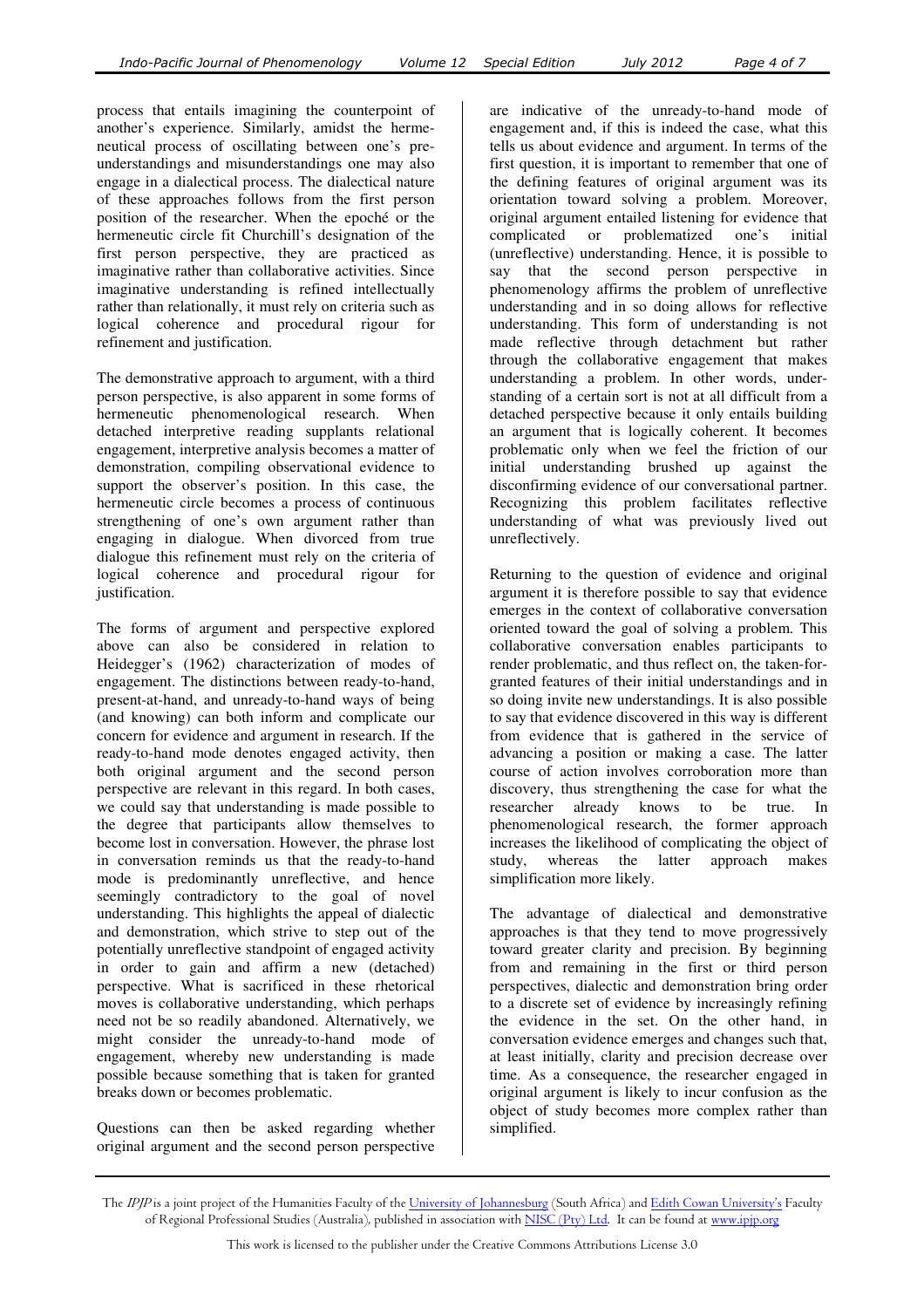process that entails imagining the counterpoint of another's experience. Similarly, amidst the hermeneutical process of oscillating between one's pre-understandings and misunderstandings one may also engage in a dialectical process. The dialectical nature of these approaches follows from the first person position of the researcher. When the epoché or the hermeneutic circle fit Churchill's designation of the first person perspective, they are practiced as imaginative rather than collaborative activities. Since imaginative understanding is refined intellectually rather than relationally, it must rely on criteria such as logical coherence and procedural rigour for refinement and justification.

The demonstrative approach to argument, with a third person perspective, is also apparent in some forms of hermeneutic phenomenological research. When detached interpretive reading supplants relational engagement, interpretive analysis becomes a matter of demonstration, compiling observational evidence to support the observer's position. In this case, the hermeneutic circle becomes a process of continuous strengthening of one's own argument rather than engaging in dialogue. When divorced from true dialogue this refinement must rely on the criteria of logical coherence and procedural rigour for justification.

The forms of argument and perspective explored above can also be considered in relation to Heidegger's (1962) characterization of modes of engagement. The distinctions between ready-to-hand, present-at-hand, and unready-to-hand ways of being (and knowing) can both inform and complicate our concern for evidence and argument in research. If the ready-to-hand mode denotes engaged activity, then both original argument and the second person perspective are relevant in this regard. In both cases, we could say that understanding is made possible to the degree that participants allow themselves to become lost in conversation. However, the phrase lost in conversation reminds us that the ready-to-hand mode is predominantly unreflective, and hence seemingly contradictory to the goal of novel understanding. This highlights the appeal of dialectic and demonstration, which strive to step out of the potentially unreflective standpoint of engaged activity in order to gain and affirm a new (detached) perspective. What is sacrificed in these rhetorical moves is collaborative understanding, which perhaps need not be so readily abandoned. Alternatively, we might consider the unready-to-hand mode of engagement, whereby new understanding is made possible because something that is taken for granted breaks down or becomes problematic.

Questions can then be asked regarding whether original argument and the second person perspective are indicative of the unready-to-hand mode of engagement and, if this is indeed the case, what this tells us about evidence and argument. In terms of the first question, it is important to remember that one of the defining features of original argument was its orientation toward solving a problem. Moreover, original argument entailed listening for evidence that complicated or problematized one's initial (unreflective) understanding. Hence, it is possible to say that the second person perspective in phenomenology affirms the problem of unreflective understanding and in so doing allows for reflective understanding. This form of understanding is not made reflective through detachment but rather through the collaborative engagement that makes understanding a problem. In other words, understanding of a certain sort is not at all difficult from a detached perspective because it only entails building an argument that is logically coherent. It becomes problematic only when we feel the friction of our initial understanding brushed up against the disconfirming evidence of our conversational partner. Recognizing this problem facilitates reflective understanding of what was previously lived out unreflectively.

Returning to the question of evidence and original argument it is therefore possible to say that evidence emerges in the context of collaborative conversation oriented toward the goal of solving a problem. This collaborative conversation enables participants to render problematic, and thus reflect on, the taken-for-granted features of their initial understandings and in so doing invite new understandings. It is also possible to say that evidence discovered in this way is different from evidence that is gathered in the service of advancing a position or making a case. The latter course of action involves corroboration more than discovery, thus strengthening the case for what the researcher already knows to be true. In phenomenological research, the former approach increases the likelihood of complicating the object of study, whereas the latter approach makes simplification more likely.

The advantage of dialectical and demonstrative approaches is that they tend to move progressively toward greater clarity and precision. By beginning from and remaining in the first or third person perspectives, dialectic and demonstration bring order to a discrete set of evidence by increasingly refining the evidence in the set. On the other hand, in conversation evidence emerges and changes such that, at least initially, clarity and precision decrease over time. As a consequence, the researcher engaged in original argument is likely to incur confusion as the object of study becomes more complex rather than simplified.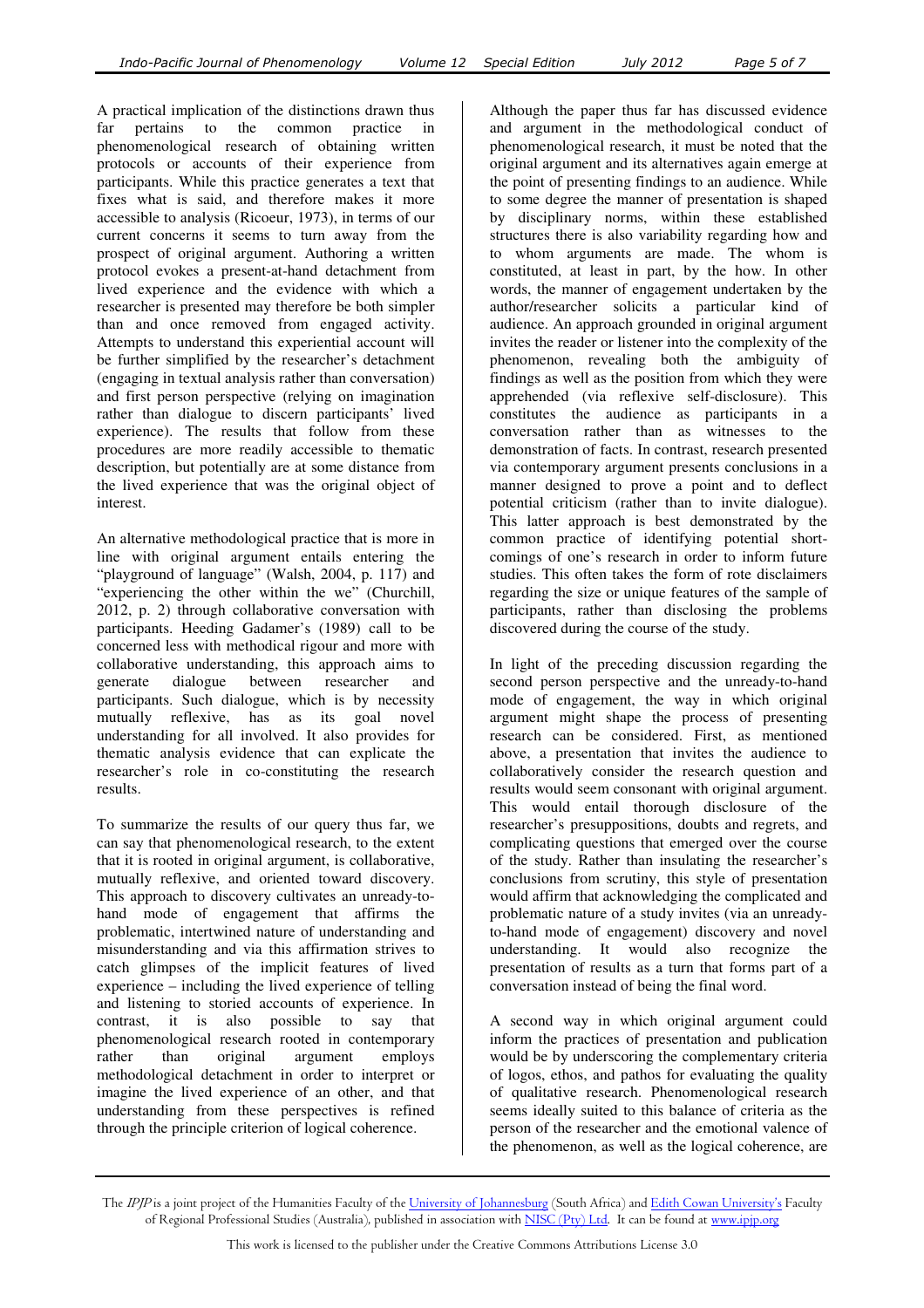A practical implication of the distinctions drawn thus far pertains to the common practice in phenomenological research of obtaining written protocols or accounts of their experience from participants. While this practice generates a text that fixes what is said, and therefore makes it more accessible to analysis (Ricoeur, 1973), in terms of our current concerns it seems to turn away from the prospect of original argument. Authoring a written protocol evokes a present-at-hand detachment from lived experience and the evidence with which a researcher is presented may therefore be both simpler than and once removed from engaged activity. Attempts to understand this experiential account will be further simplified by the researcher's detachment (engaging in textual analysis rather than conversation) and first person perspective (relying on imagination rather than dialogue to discern participants' lived experience). The results that follow from these procedures are more readily accessible to thematic description, but potentially are at some distance from the lived experience that was the original object of interest.

An alternative methodological practice that is more in line with original argument entails entering the "playground of language" (Walsh, 2004, p. 117) and "experiencing the other within the we" (Churchill, 2012, p. 2) through collaborative conversation with participants. Heeding Gadamer's (1989) call to be concerned less with methodical rigour and more with collaborative understanding, this approach aims to generate dialogue between researcher and participants. Such dialogue, which is by necessity mutually reflexive, has as its goal novel understanding for all involved. It also provides for thematic analysis evidence that can explicate the researcher's role in co-constituting the research results.

To summarize the results of our query thus far, we can say that phenomenological research, to the extent that it is rooted in original argument, is collaborative, mutually reflexive, and oriented toward discovery. This approach to discovery cultivates an unready-to-hand mode of engagement that affirms the problematic, intertwined nature of understanding and misunderstanding and via this affirmation strives to catch glimpses of the implicit features of lived experience – including the lived experience of telling and listening to storied accounts of experience. In contrast, it is also possible to say that phenomenological research rooted in contemporary rather than original argument employs methodological detachment in order to interpret or imagine the lived experience of an other, and that understanding from these perspectives is refined through the principle criterion of logical coherence.

Although the paper thus far has discussed evidence and argument in the methodological conduct of phenomenological research, it must be noted that the original argument and its alternatives again emerge at the point of presenting findings to an audience. While to some degree the manner of presentation is shaped by disciplinary norms, within these established structures there is also variability regarding how and to whom arguments are made. The whom is constituted, at least in part, by the how. In other words, the manner of engagement undertaken by the author/researcher solicits a particular kind of audience. An approach grounded in original argument invites the reader or listener into the complexity of the phenomenon, revealing both the ambiguity of findings as well as the position from which they were apprehended (via reflexive self-disclosure). This constitutes the audience as participants in a conversation rather than as witnesses to the demonstration of facts. In contrast, research presented via contemporary argument presents conclusions in a manner designed to prove a point and to deflect potential criticism (rather than to invite dialogue). This latter approach is best demonstrated by the common practice of identifying potential short-comings of one's research in order to inform future studies. This often takes the form of rote disclaimers regarding the size or unique features of the sample of participants, rather than disclosing the problems discovered during the course of the study.

In light of the preceding discussion regarding the second person perspective and the unready-to-hand mode of engagement, the way in which original argument might shape the process of presenting research can be considered. First, as mentioned above, a presentation that invites the audience to collaboratively consider the research question and results would seem consonant with original argument. This would entail thorough disclosure of the researcher's presuppositions, doubts and regrets, and complicating questions that emerged over the course of the study. Rather than insulating the researcher's conclusions from scrutiny, this style of presentation would affirm that acknowledging the complicated and problematic nature of a study invites (via an unready-to-hand mode of engagement) discovery and novel understanding. It would also recognize the presentation of results as a turn that forms part of a conversation instead of being the final word.

A second way in which original argument could inform the practices of presentation and publication would be by underscoring the complementary criteria of logos, ethos, and pathos for evaluating the quality of qualitative research. Phenomenological research seems ideally suited to this balance of criteria as the person of the researcher and the emotional valence of the phenomenon, as well as the logical coherence, are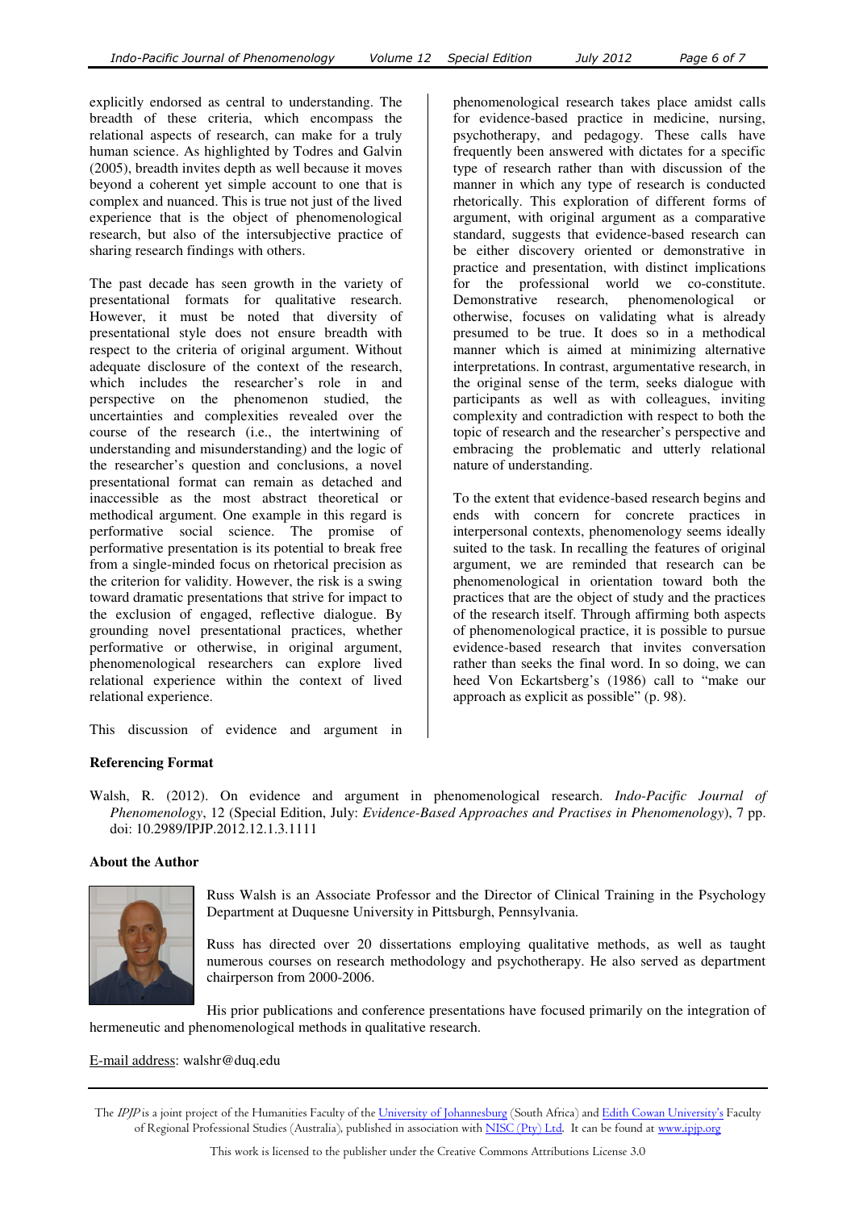explicitly endorsed as central to understanding. The breadth of these criteria, which encompass the relational aspects of research, can make for a truly human science. As highlighted by Todres and Galvin (2005), breadth invites depth as well because it moves beyond a coherent yet simple account to one that is complex and nuanced. This is true not just of the lived experience that is the object of phenomenological research, but also of the intersubjective practice of sharing research findings with others.

The past decade has seen growth in the variety of presentational formats for qualitative research. However, it must be noted that diversity of presentational style does not ensure breadth with respect to the criteria of original argument. Without adequate disclosure of the context of the research, which includes the researcher's role in and perspective on the phenomenon studied, the uncertainties and complexities revealed over the course of the research (i.e., the intertwining of understanding and misunderstanding) and the logic of the researcher's question and conclusions, a novel presentational format can remain as detached and inaccessible as the most abstract theoretical or methodical argument. One example in this regard is performative social science. The promise of performative presentation is its potential to break free from a single-minded focus on rhetorical precision as the criterion for validity. However, the risk is a swing toward dramatic presentations that strive for impact to the exclusion of engaged, reflective dialogue. By grounding novel presentational practices, whether performative or otherwise, in original argument, phenomenological researchers can explore lived relational experience within the context of lived relational experience.

This discussion of evidence and argument in phenomenological research takes place amidst calls for evidence-based practice in medicine, nursing, psychotherapy, and pedagogy. These calls have frequently been answered with dictates for a specific type of research rather than with discussion of the manner in which any type of research is conducted rhetorically. This exploration of different forms of argument, with original argument as a comparative standard, suggests that evidence-based research can be either discovery oriented or demonstrative in practice and presentation, with distinct implications for the professional world we co-constitute. Demonstrative research, phenomenological or otherwise, focuses on validating what is already presumed to be true. It does so in a methodical manner which is aimed at minimizing alternative interpretations. In contrast, argumentative research, in the original sense of the term, seeks dialogue with participants as well as with colleagues, inviting complexity and contradiction with respect to both the topic of research and the researcher's perspective and embracing the problematic and utterly relational nature of understanding.

To the extent that evidence-based research begins and ends with concern for concrete practices in interpersonal contexts, phenomenology seems ideally suited to the task. In recalling the features of original argument, we are reminded that research can be phenomenological in orientation toward both the practices that are the object of study and the practices of the research itself. Through affirming both aspects of phenomenological practice, it is possible to pursue evidence-based research that invites conversation rather than seeks the final word. In so doing, we can heed Von Eckartsberg's (1986) call to "make our approach as explicit as possible" (p. 98).

**Referencing Format**

Walsh, R. (2012). On evidence and argument in phenomenological research. *Indo-Pacific Journal of Phenomenology*, 12 (Special Edition, July: *Evidence-Based Approaches and Practises in Phenomenology*), 7 pp. doi: 10.2989/IPJP.2012.12.1.3.1111

**About the Author**

Russ Walsh is an Associate Professor and the Director of Clinical Training in the Psychology Department at Duquesne University in Pittsburgh, Pennsylvania.

Russ has directed over 20 dissertations employing qualitative methods, as well as taught numerous courses on research methodology and psychotherapy. He also served as department chairperson from 2000-2006.

His prior publications and conference presentations have focused primarily on the integration of hermeneutic and phenomenological methods in qualitative research.

E-mail address: walshr@duq.edu

The *IPJP* is a joint project of the Humanities Faculty of the University of Johannesburg (South Africa) and Edith Cowan University's Faculty of Regional Professional Studies (Australia), published in association with NISC (Pty) Ltd. It can be found at www.ipjp.org

This work is licensed to the publisher under the Creative Commons Attributions License 3.0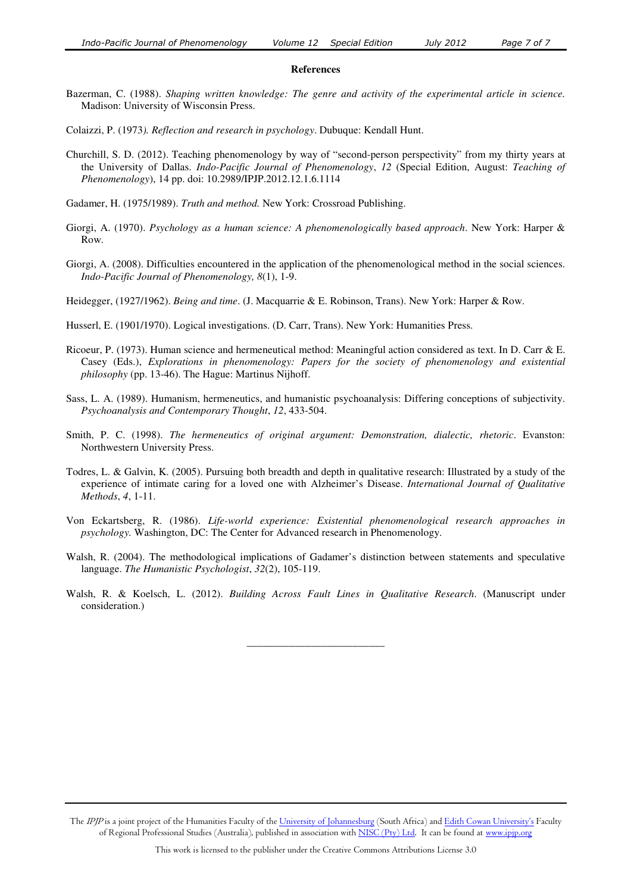**References**

Bazerman, C. (1988). *Shaping written knowledge: The genre and activity of the experimental article in science.* Madison: University of Wisconsin Press.

Colaizzi, P. (1973*). Reflection and research in psychology*. Dubuque: Kendall Hunt.

Churchill, S. D. (2012). Teaching phenomenology by way of "second-person perspectivity" from my thirty years at the University of Dallas. *Indo-Pacific Journal of Phenomenology*, *12* (Special Edition, August: *Teaching of Phenomenology*), 14 pp. doi: 10.2989/IPJP.2012.12.1.6.1114

Gadamer, H. (1975/1989). *Truth and method.* New York: Crossroad Publishing.

Giorgi, A. (1970). *Psychology as a human science: A phenomenologically based approach*. New York: Harper & Row.

Giorgi, A. (2008). Difficulties encountered in the application of the phenomenological method in the social sciences. *Indo-Pacific Journal of Phenomenology, 8*(1), 1-9.

Heidegger, (1927/1962). *Being and time*. (J. Macquarrie & E. Robinson, Trans). New York: Harper & Row.

Husserl, E. (1901/1970). Logical investigations. (D. Carr, Trans). New York: Humanities Press.

Ricoeur, P. (1973). Human science and hermeneutical method: Meaningful action considered as text. In D. Carr & E. Casey (Eds.), *Explorations in phenomenology: Papers for the society of phenomenology and existential philosophy* (pp. 13-46). The Hague: Martinus Nijhoff.

Sass, L. A. (1989). Humanism, hermeneutics, and humanistic psychoanalysis: Differing conceptions of subjectivity. *Psychoanalysis and Contemporary Thought*, *12*, 433-504.

Smith, P. C. (1998). *The hermeneutics of original argument: Demonstration, dialectic, rhetoric*. Evanston: Northwestern University Press.

Todres, L. & Galvin, K. (2005). Pursuing both breadth and depth in qualitative research: Illustrated by a study of the experience of intimate caring for a loved one with Alzheimer's Disease. *International Journal of Qualitative Methods*, *4*, 1-11.

Von Eckartsberg, R. (1986). *Life-world experience: Existential phenomenological research approaches in psychology.* Washington, DC: The Center for Advanced research in Phenomenology.

Walsh, R. (2004). The methodological implications of Gadamer's distinction between statements and speculative language. *The Humanistic Psychologist*, *32*(2), 105-119.

Walsh, R. & Koelsch, L. (2012). *Building Across Fault Lines in Qualitative Research*. (Manuscript under consideration.)

---

The *IPJP* is a joint project of the Humanities Faculty of the University of Johannesburg (South Africa) and Edith Cowan University's Faculty of Regional Professional Studies (Australia), published in association with NISC (Pty) Ltd. It can be found at www.ipjp.org

This work is licensed to the publisher under the Creative Commons Attributions License 3.0